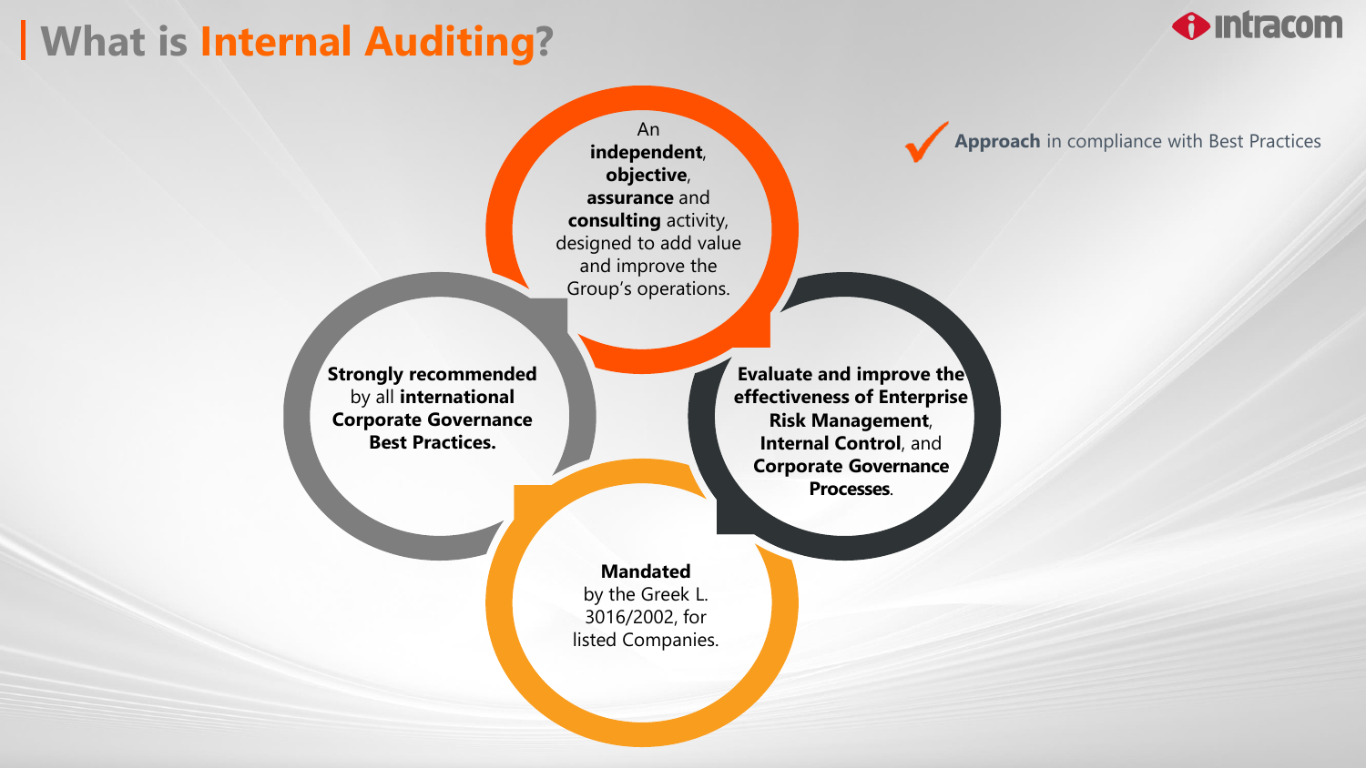# What is Internal Auditing?

✓ **Approach** in compliance with Best Practices

An **independent**, **objective**, **assurance** and **consulting** activity, designed to add value and improve the Group's operations.

**Strongly recommended** by all **international Corporate Governance Best Practices.**

**Evaluate and improve the effectiveness of Enterprise Risk Management**, **Internal Control**, and **Corporate Governance Processes**.

**Mandated** by the Greek L. 3016/2002, for listed Companies.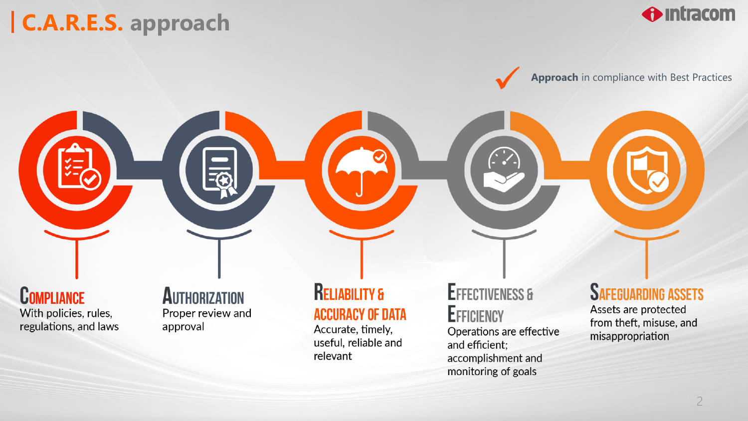# C.A.R.E.S. approach

✓ **Approach** in compliance with Best Practices

**Compliance**
With policies, rules, regulations, and laws

**Authorization**
Proper review and approval

**Reliability & Accuracy of Data**
Accurate, timely, useful, reliable and relevant

**Effectiveness & Efficiency**
Operations are effective and efficient; accomplishment and monitoring of goals

**Safeguarding Assets**
Assets are protected from theft, misuse, and misappropriation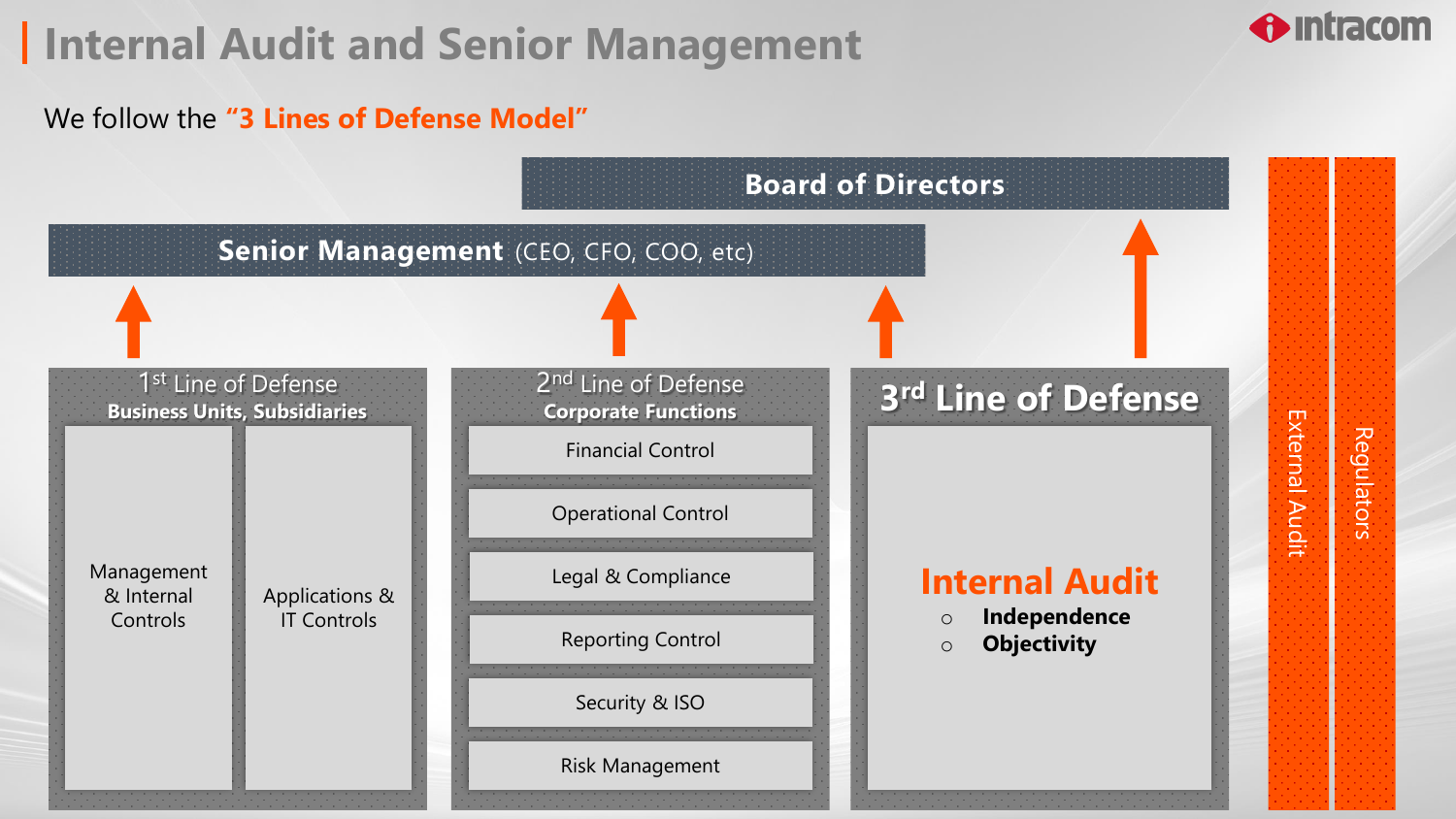# Internal Audit and Senior Management

We follow the **"3 Lines of Defense Model"**

**Board of Directors**

**Senior Management** (CEO, CFO, COO, etc)

## 1st Line of Defense
**Business Units, Subsidiaries**

- Management & Internal Controls
- Applications & IT Controls

## 2nd Line of Defense
**Corporate Functions**

- Financial Control
- Operational Control
- Legal & Compliance
- Reporting Control
- Security & ISO
- Risk Management

## 3rd Line of Defense

**Internal Audit**

- **Independence**
- **Objectivity**

External Audit

Regulators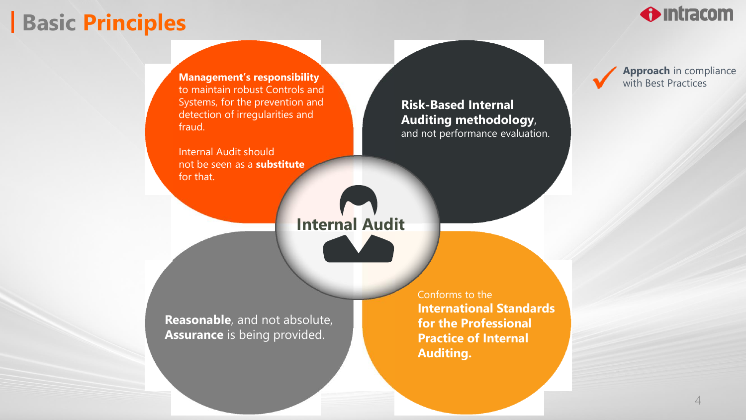# Basic Principles

**Management's responsibility** to maintain robust Controls and Systems, for the prevention and detection of irregularities and fraud.

Internal Audit should not be seen as a **substitute** for that.

**Risk-Based Internal Auditing methodology**, and not performance evaluation.

**Internal Audit**

**Reasonable**, and not absolute, **Assurance** is being provided.

Conforms to the **International Standards for the Professional Practice of Internal Auditing.**

✓ **Approach** in compliance with Best Practices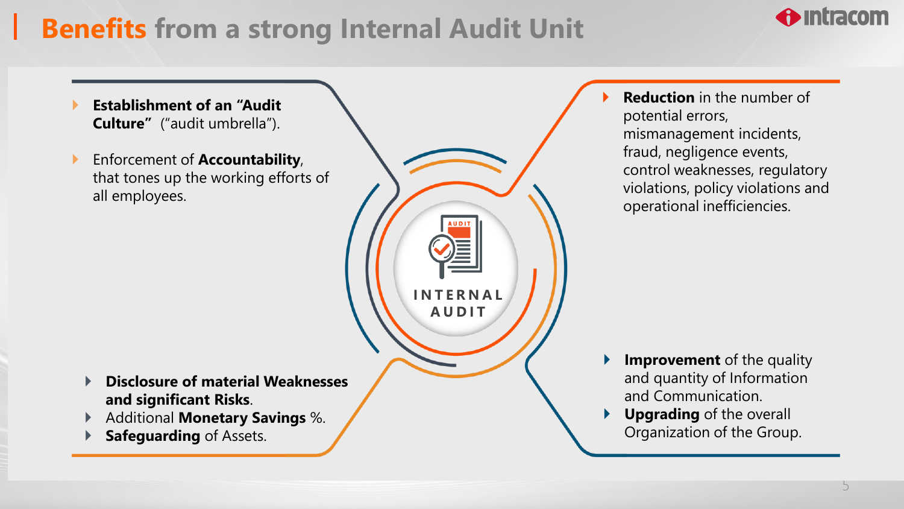# **Benefits** from a strong Internal Audit Unit

- **Establishment of an "Audit Culture"** ("audit umbrella").
- Enforcement of **Accountability**, that tones up the working efforts of all employees.

- **Reduction** in the number of potential errors, mismanagement incidents, fraud, negligence events, control weaknesses, regulatory violations, policy violations and operational inefficiencies.

INTERNAL AUDIT

- **Disclosure of material Weaknesses and significant Risks**.
- Additional **Monetary Savings** %.
- **Safeguarding** of Assets.

- **Improvement** of the quality and quantity of Information and Communication.
- **Upgrading** of the overall Organization of the Group.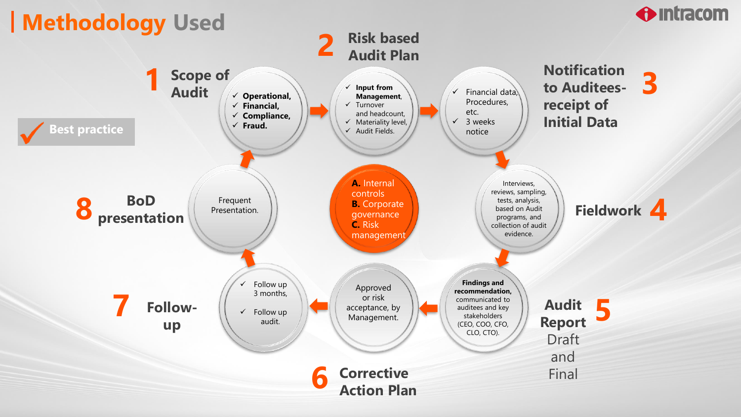# Methodology Used

**Best practice**

## 1 Scope of Audit

- **Operational,**
- **Financial,**
- **Compliance,**
- **Fraud.**

## 2 Risk based Audit Plan

- **Input from Management**,
- Turnover and headcount,
- Materiality level,
- Audit Fields.

## 3 Notification to Auditees- receipt of Initial Data

- Financial data, Procedures, etc.
- 3 weeks notice

## 4 Fieldwork

Interviews, reviews, sampling, tests, analysis, based on Audit programs, and collection of audit evidence.

## 5 Audit Report Draft and Final

**Findings and recommendation,** communicated to auditees and key stakeholders (CEO, COO, CFO, CLO, CTO).

## 6 Corrective Action Plan

Approved or risk acceptance, by Management.

## 7 Follow-up

- Follow up 3 months,
- Follow up audit.

## 8 BoD presentation

Frequent Presentation.

**A.** Internal controls
**B.** Corporate governance
**C.** Risk management